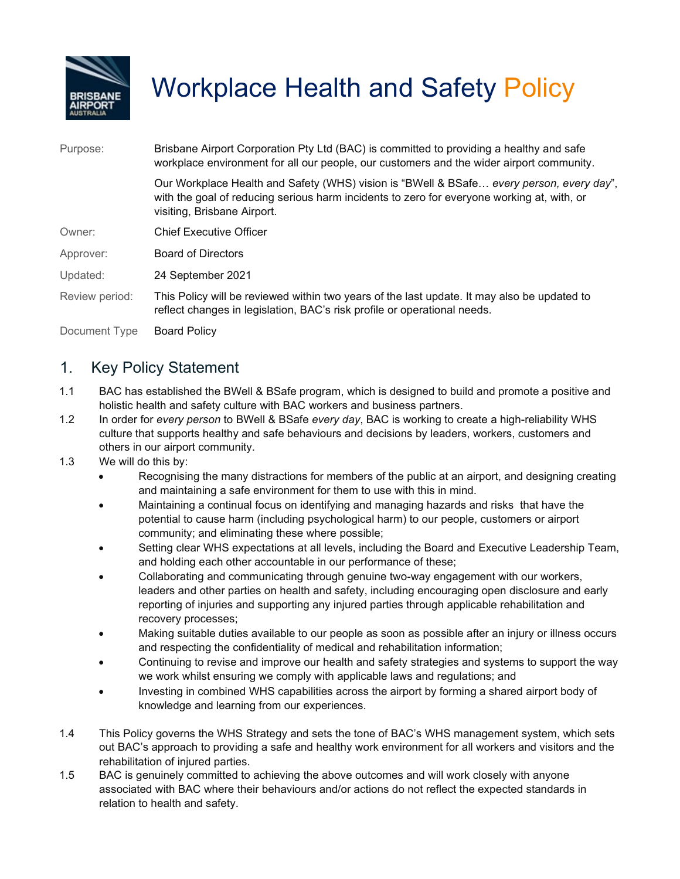# Workplace Health and Safety Policy

| | |
|---|---|
| Purpose: | Brisbane Airport Corporation Pty Ltd (BAC) is committed to providing a healthy and safe workplace environment for all our people, our customers and the wider airport community.<br><br>Our Workplace Health and Safety (WHS) vision is "BWell & BSafe… *every person, every day*", with the goal of reducing serious harm incidents to zero for everyone working at, with, or visiting, Brisbane Airport. |
| Owner: | Chief Executive Officer |
| Approver: | Board of Directors |
| Updated: | 24 September 2021 |
| Review period: | This Policy will be reviewed within two years of the last update. It may also be updated to reflect changes in legislation, BAC's risk profile or operational needs. |
| Document Type | Board Policy |

## 1. Key Policy Statement

1.1 BAC has established the BWell & BSafe program, which is designed to build and promote a positive and holistic health and safety culture with BAC workers and business partners.

1.2 In order for *every person* to BWell & BSafe *every day*, BAC is working to create a high-reliability WHS culture that supports healthy and safe behaviours and decisions by leaders, workers, customers and others in our airport community.

1.3 We will do this by:

- Recognising the many distractions for members of the public at an airport, and designing creating and maintaining a safe environment for them to use with this in mind.
- Maintaining a continual focus on identifying and managing hazards and risks that have the potential to cause harm (including psychological harm) to our people, customers or airport community; and eliminating these where possible;
- Setting clear WHS expectations at all levels, including the Board and Executive Leadership Team, and holding each other accountable in our performance of these;
- Collaborating and communicating through genuine two-way engagement with our workers, leaders and other parties on health and safety, including encouraging open disclosure and early reporting of injuries and supporting any injured parties through applicable rehabilitation and recovery processes;
- Making suitable duties available to our people as soon as possible after an injury or illness occurs and respecting the confidentiality of medical and rehabilitation information;
- Continuing to revise and improve our health and safety strategies and systems to support the way we work whilst ensuring we comply with applicable laws and regulations; and
- Investing in combined WHS capabilities across the airport by forming a shared airport body of knowledge and learning from our experiences.

1.4 This Policy governs the WHS Strategy and sets the tone of BAC's WHS management system, which sets out BAC's approach to providing a safe and healthy work environment for all workers and visitors and the rehabilitation of injured parties.

1.5 BAC is genuinely committed to achieving the above outcomes and will work closely with anyone associated with BAC where their behaviours and/or actions do not reflect the expected standards in relation to health and safety.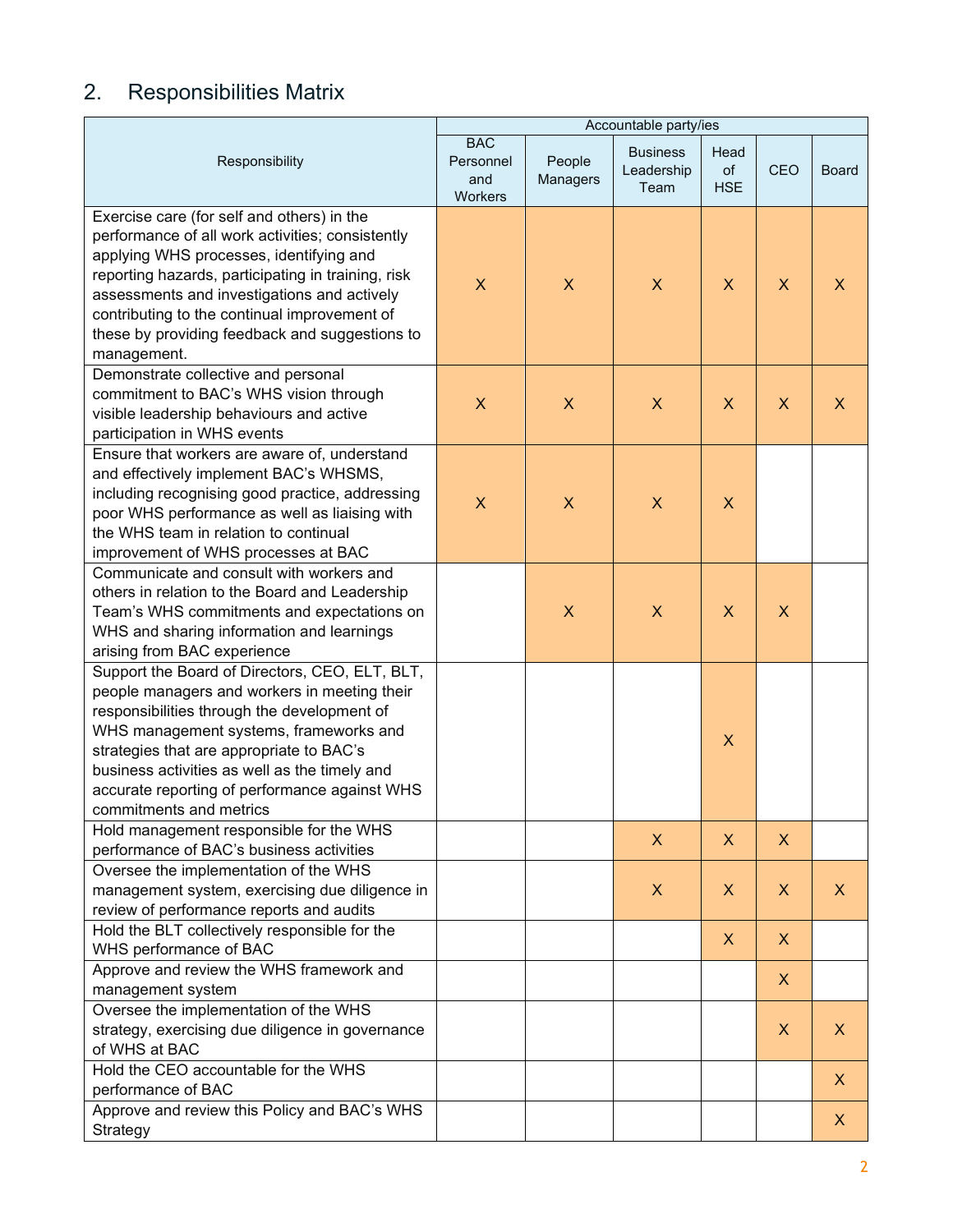## 2. Responsibilities Matrix

| Responsibility | Accountable party/ies | | | | | |
|---|---|---|---|---|---|---|
| | BAC Personnel and Workers | People Managers | Business Leadership Team | Head of HSE | CEO | Board |
| Exercise care (for self and others) in the performance of all work activities; consistently applying WHS processes, identifying and reporting hazards, participating in training, risk assessments and investigations and actively contributing to the continual improvement of these by providing feedback and suggestions to management. | X | X | X | X | X | X |
| Demonstrate collective and personal commitment to BAC's WHS vision through visible leadership behaviours and active participation in WHS events | X | X | X | X | X | X |
| Ensure that workers are aware of, understand and effectively implement BAC's WHSMS, including recognising good practice, addressing poor WHS performance as well as liaising with the WHS team in relation to continual improvement of WHS processes at BAC | X | X | X | X | | |
| Communicate and consult with workers and others in relation to the Board and Leadership Team's WHS commitments and expectations on WHS and sharing information and learnings arising from BAC experience | | X | X | X | X | |
| Support the Board of Directors, CEO, ELT, BLT, people managers and workers in meeting their responsibilities through the development of WHS management systems, frameworks and strategies that are appropriate to BAC's business activities as well as the timely and accurate reporting of performance against WHS commitments and metrics | | | | X | | |
| Hold management responsible for the WHS performance of BAC's business activities | | | X | X | X | |
| Oversee the implementation of the WHS management system, exercising due diligence in review of performance reports and audits | | | X | X | X | X |
| Hold the BLT collectively responsible for the WHS performance of BAC | | | | X | X | |
| Approve and review the WHS framework and management system | | | | | X | |
| Oversee the implementation of the WHS strategy, exercising due diligence in governance of WHS at BAC | | | | | X | X |
| Hold the CEO accountable for the WHS performance of BAC | | | | | | X |
| Approve and review this Policy and BAC's WHS Strategy | | | | | | X |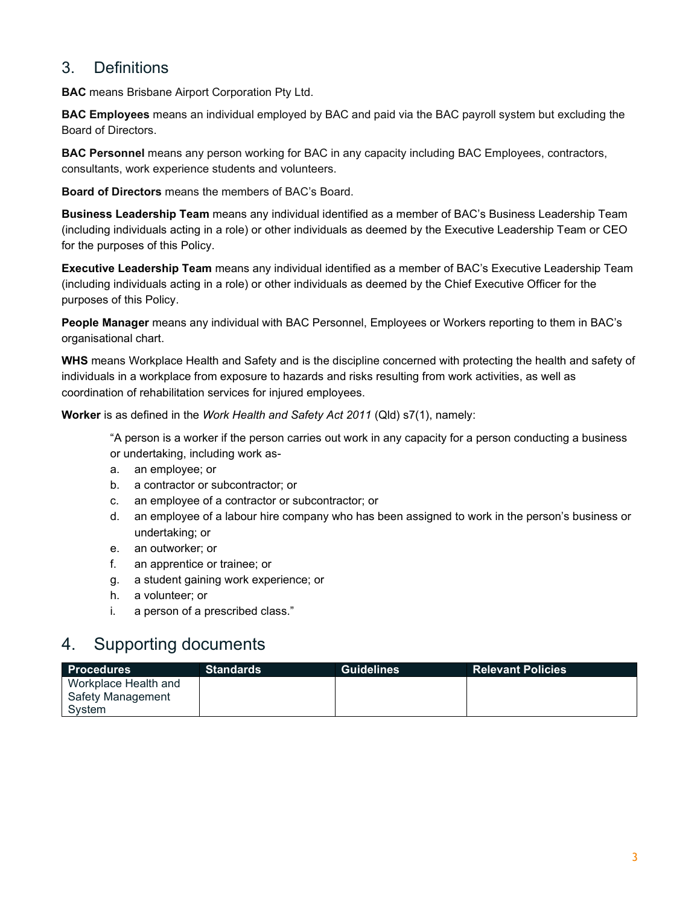## 3. Definitions

**BAC** means Brisbane Airport Corporation Pty Ltd.

**BAC Employees** means an individual employed by BAC and paid via the BAC payroll system but excluding the Board of Directors.

**BAC Personnel** means any person working for BAC in any capacity including BAC Employees, contractors, consultants, work experience students and volunteers.

**Board of Directors** means the members of BAC's Board.

**Business Leadership Team** means any individual identified as a member of BAC's Business Leadership Team (including individuals acting in a role) or other individuals as deemed by the Executive Leadership Team or CEO for the purposes of this Policy.

**Executive Leadership Team** means any individual identified as a member of BAC's Executive Leadership Team (including individuals acting in a role) or other individuals as deemed by the Chief Executive Officer for the purposes of this Policy.

**People Manager** means any individual with BAC Personnel, Employees or Workers reporting to them in BAC's organisational chart.

**WHS** means Workplace Health and Safety and is the discipline concerned with protecting the health and safety of individuals in a workplace from exposure to hazards and risks resulting from work activities, as well as coordination of rehabilitation services for injured employees.

**Worker** is as defined in the *Work Health and Safety Act 2011* (Qld) s7(1), namely:

> "A person is a worker if the person carries out work in any capacity for a person conducting a business or undertaking, including work as-
>
> a. an employee; or
> b. a contractor or subcontractor; or
> c. an employee of a contractor or subcontractor; or
> d. an employee of a labour hire company who has been assigned to work in the person's business or undertaking; or
> e. an outworker; or
> f. an apprentice or trainee; or
> g. a student gaining work experience; or
> h. a volunteer; or
> i. a person of a prescribed class."

## 4. Supporting documents

| Procedures | Standards | Guidelines | Relevant Policies |
|---|---|---|---|
| Workplace Health and Safety Management System | | | |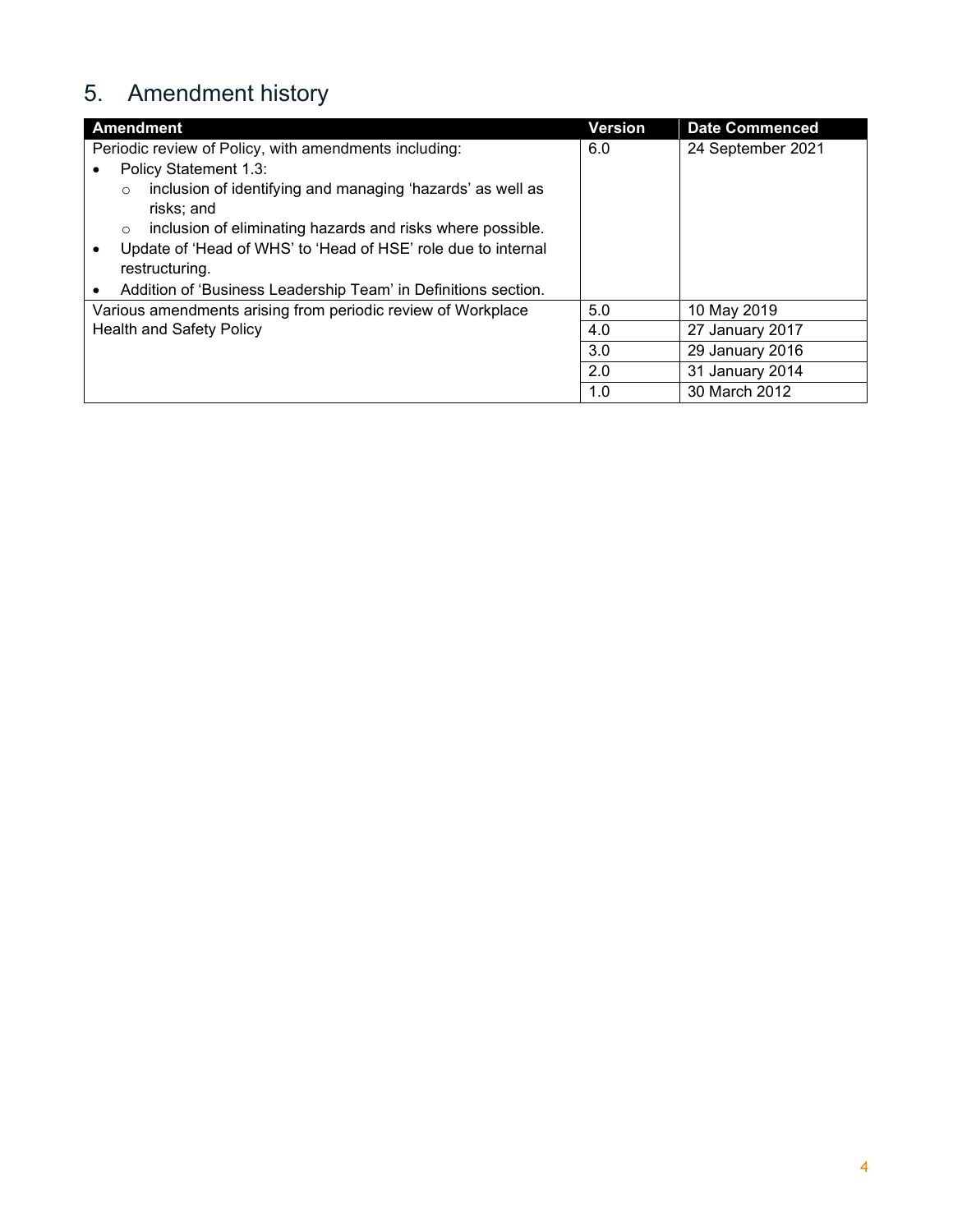## 5. Amendment history

| Amendment | Version | Date Commenced |
|---|---|---|
| Periodic review of Policy, with amendments including:<br>• Policy Statement 1.3:<br>  ○ inclusion of identifying and managing 'hazards' as well as risks; and<br>  ○ inclusion of eliminating hazards and risks where possible.<br>• Update of 'Head of WHS' to 'Head of HSE' role due to internal restructuring.<br>• Addition of 'Business Leadership Team' in Definitions section. | 6.0 | 24 September 2021 |
| Various amendments arising from periodic review of Workplace Health and Safety Policy | 5.0 | 10 May 2019 |
| | 4.0 | 27 January 2017 |
| | 3.0 | 29 January 2016 |
| | 2.0 | 31 January 2014 |
| | 1.0 | 30 March 2012 |